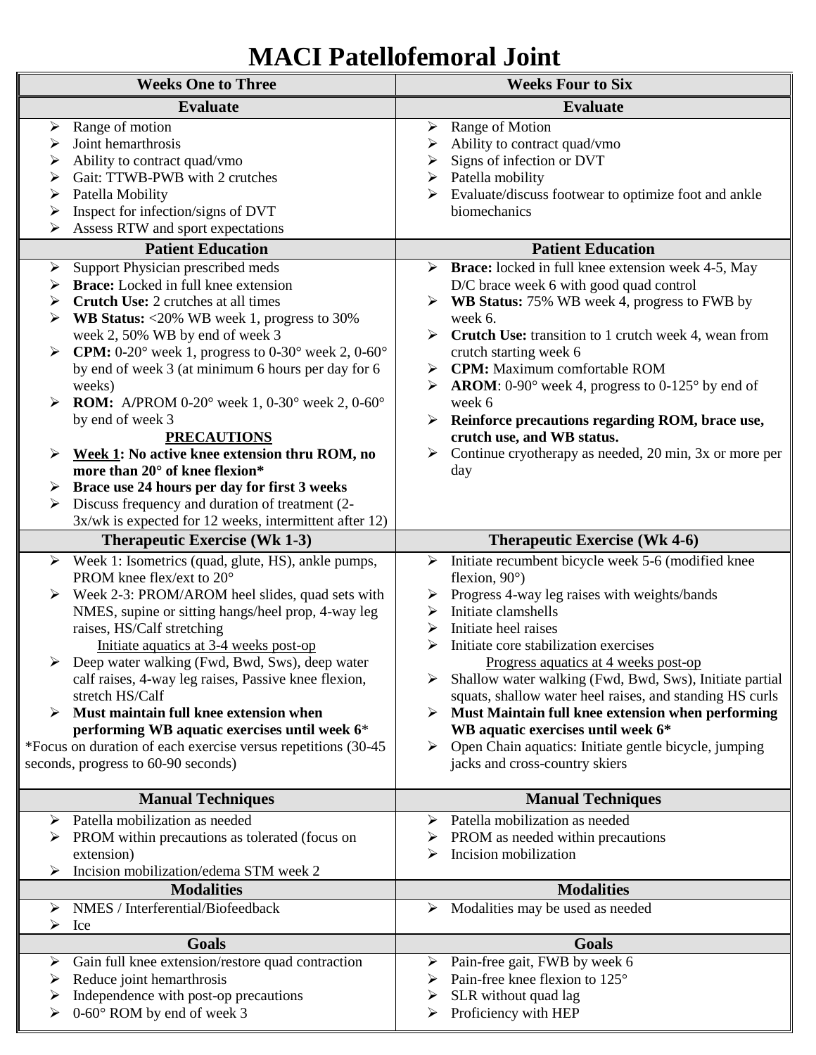# MACI Patellofemoral Joint

| Weeks One to Three | Weeks Four to Six |
|---|---|
| **Evaluate** | **Evaluate** |
| ➢ Range of motion<br>➢ Joint hemarthrosis<br>➢ Ability to contract quad/vmo<br>➢ Gait: TTWB-PWB with 2 crutches<br>➢ Patella Mobility<br>➢ Inspect for infection/signs of DVT<br>➢ Assess RTW and sport expectations | ➢ Range of Motion<br>➢ Ability to contract quad/vmo<br>➢ Signs of infection or DVT<br>➢ Patella mobility<br>➢ Evaluate/discuss footwear to optimize foot and ankle biomechanics |
| **Patient Education** | **Patient Education** |
| ➢ Support Physician prescribed meds<br>➢ **Brace:** Locked in full knee extension<br>➢ **Crutch Use:** 2 crutches at all times<br>➢ **WB Status:** <20% WB week 1, progress to 30% week 2, 50% WB by end of week 3<br>➢ **CPM:** 0-20° week 1, progress to 0-30° week 2, 0-60° by end of week 3 (at minimum 6 hours per day for 6 weeks)<br>➢ **ROM:** A/PROM 0-20° week 1, 0-30° week 2, 0-60° by end of week 3<br>**<u>PRECAUTIONS</u>**<br>➢ **<u>Week 1</u>: No active knee extension thru ROM, no more than 20° of knee flexion***<br>➢ **Brace use 24 hours per day for first 3 weeks**<br>➢ Discuss frequency and duration of treatment (2-3x/wk is expected for 12 weeks, intermittent after 12) | ➢ **Brace:** locked in full knee extension week 4-5, May D/C brace week 6 with good quad control<br>➢ **WB Status:** 75% WB week 4, progress to FWB by week 6.<br>➢ **Crutch Use:** transition to 1 crutch week 4, wean from crutch starting week 6<br>➢ **CPM:** Maximum comfortable ROM<br>➢ **AROM**: 0-90° week 4, progress to 0-125° by end of week 6<br>➢ **Reinforce precautions regarding ROM, brace use, crutch use, and WB status.**<br>➢ Continue cryotherapy as needed, 20 min, 3x or more per day |
| **Therapeutic Exercise (Wk 1-3)** | **Therapeutic Exercise (Wk 4-6)** |
| ➢ Week 1: Isometrics (quad, glute, HS), ankle pumps, PROM knee flex/ext to 20°<br>➢ Week 2-3: PROM/AROM heel slides, quad sets with NMES, supine or sitting hangs/heel prop, 4-way leg raises, HS/Calf stretching<br><u>Initiate aquatics at 3-4 weeks post-op</u><br>➢ Deep water walking (Fwd, Bwd, Sws), deep water calf raises, 4-way leg raises, Passive knee flexion, stretch HS/Calf<br>➢ **Must maintain full knee extension when performing WB aquatic exercises until week 6***<br>*Focus on duration of each exercise versus repetitions (30-45 seconds, progress to 60-90 seconds) | ➢ Initiate recumbent bicycle week 5-6 (modified knee flexion, 90°)<br>➢ Progress 4-way leg raises with weights/bands<br>➢ Initiate clamshells<br>➢ Initiate heel raises<br>➢ Initiate core stabilization exercises<br><u>Progress aquatics at 4 weeks post-op</u><br>➢ Shallow water walking (Fwd, Bwd, Sws), Initiate partial squats, shallow water heel raises, and standing HS curls<br>➢ **Must Maintain full knee extension when performing WB aquatic exercises until week 6***<br>➢ Open Chain aquatics: Initiate gentle bicycle, jumping jacks and cross-country skiers |
| **Manual Techniques** | **Manual Techniques** |
| ➢ Patella mobilization as needed<br>➢ PROM within precautions as tolerated (focus on extension)<br>➢ Incision mobilization/edema STM week 2 | ➢ Patella mobilization as needed<br>➢ PROM as needed within precautions<br>➢ Incision mobilization |
| **Modalities** | **Modalities** |
| ➢ NMES / Interferential/Biofeedback<br>➢ Ice | ➢ Modalities may be used as needed |
| **Goals** | **Goals** |
| ➢ Gain full knee extension/restore quad contraction<br>➢ Reduce joint hemarthrosis<br>➢ Independence with post-op precautions<br>➢ 0-60° ROM by end of week 3 | ➢ Pain-free gait, FWB by week 6<br>➢ Pain-free knee flexion to 125°<br>➢ SLR without quad lag<br>➢ Proficiency with HEP |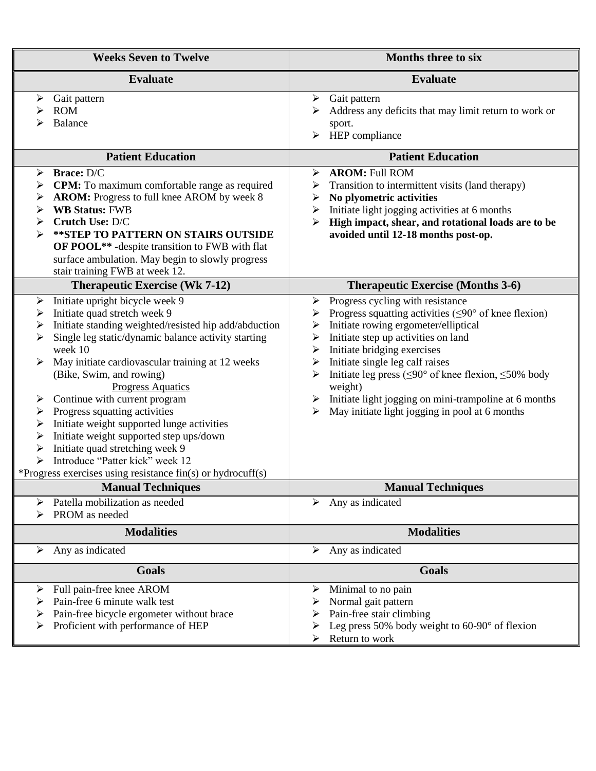| Weeks Seven to Twelve | Months three to six |
|---|---|
| **Evaluate** | **Evaluate** |
| ➢ Gait pattern<br>➢ ROM<br>➢ Balance | ➢ Gait pattern<br>➢ Address any deficits that may limit return to work or sport.<br>➢ HEP compliance |
| **Patient Education** | **Patient Education** |
| ➢ **Brace:** D/C<br>➢ **CPM:** To maximum comfortable range as required<br>➢ **AROM:** Progress to full knee AROM by week 8<br>➢ **WB Status:** FWB<br>➢ **Crutch Use:** D/C<br>➢ ****STEP TO PATTERN ON STAIRS OUTSIDE OF POOL**** -despite transition to FWB with flat surface ambulation. May begin to slowly progress stair training FWB at week 12. | ➢ **AROM:** Full ROM<br>➢ Transition to intermittent visits (land therapy)<br>➢ **No plyometric activities**<br>➢ Initiate light jogging activities at 6 months<br>➢ **High impact, shear, and rotational loads are to be avoided until 12-18 months post-op.** |
| **Therapeutic Exercise (Wk 7-12)** | **Therapeutic Exercise (Months 3-6)** |
| ➢ Initiate upright bicycle week 9<br>➢ Initiate quad stretch week 9<br>➢ Initiate standing weighted/resisted hip add/abduction<br>➢ Single leg static/dynamic balance activity starting week 10<br>➢ May initiate cardiovascular training at 12 weeks (Bike, Swim, and rowing)<br>Progress Aquatics<br>➢ Continue with current program<br>➢ Progress squatting activities<br>➢ Initiate weight supported lunge activities<br>➢ Initiate weight supported step ups/down<br>➢ Initiate quad stretching week 9<br>➢ Introduce "Patter kick" week 12<br>*Progress exercises using resistance fin(s) or hydrocuff(s) | ➢ Progress cycling with resistance<br>➢ Progress squatting activities (≤90° of knee flexion)<br>➢ Initiate rowing ergometer/elliptical<br>➢ Initiate step up activities on land<br>➢ Initiate bridging exercises<br>➢ Initiate single leg calf raises<br>➢ Initiate leg press (≤90° of knee flexion, ≤50% body weight)<br>➢ Initiate light jogging on mini-trampoline at 6 months<br>➢ May initiate light jogging in pool at 6 months |
| **Manual Techniques** | **Manual Techniques** |
| ➢ Patella mobilization as needed<br>➢ PROM as needed | ➢ Any as indicated |
| **Modalities** | **Modalities** |
| ➢ Any as indicated | ➢ Any as indicated |
| **Goals** | **Goals** |
| ➢ Full pain-free knee AROM<br>➢ Pain-free 6 minute walk test<br>➢ Pain-free bicycle ergometer without brace<br>➢ Proficient with performance of HEP | ➢ Minimal to no pain<br>➢ Normal gait pattern<br>➢ Pain-free stair climbing<br>➢ Leg press 50% body weight to 60-90° of flexion<br>➢ Return to work |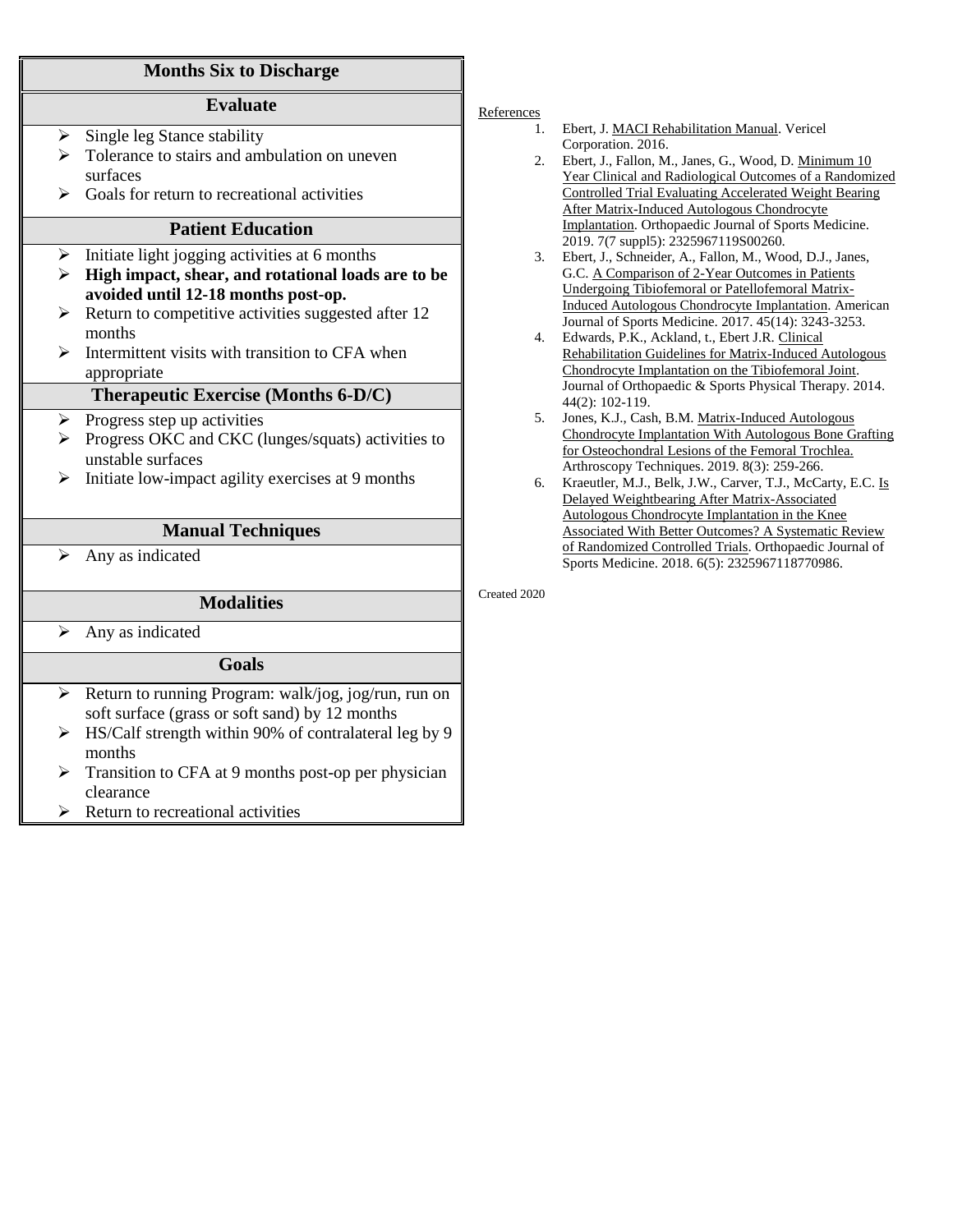## Months Six to Discharge

### Evaluate

- Single leg Stance stability
- Tolerance to stairs and ambulation on uneven surfaces
- Goals for return to recreational activities

### Patient Education

- Initiate light jogging activities at 6 months
- **High impact, shear, and rotational loads are to be avoided until 12-18 months post-op.**
- Return to competitive activities suggested after 12 months
- Intermittent visits with transition to CFA when appropriate

### Therapeutic Exercise (Months 6-D/C)

- Progress step up activities
- Progress OKC and CKC (lunges/squats) activities to unstable surfaces
- Initiate low-impact agility exercises at 9 months

### Manual Techniques

- Any as indicated

### Modalities

- Any as indicated

### Goals

- Return to running Program: walk/jog, jog/run, run on soft surface (grass or soft sand) by 12 months
- HS/Calf strength within 90% of contralateral leg by 9 months
- Transition to CFA at 9 months post-op per physician clearance
- Return to recreational activities

References

1. Ebert, J. MACI Rehabilitation Manual. Vericel Corporation. 2016.
2. Ebert, J., Fallon, M., Janes, G., Wood, D. Minimum 10 Year Clinical and Radiological Outcomes of a Randomized Controlled Trial Evaluating Accelerated Weight Bearing After Matrix-Induced Autologous Chondrocyte Implantation. Orthopaedic Journal of Sports Medicine. 2019. 7(7 suppl5): 2325967119S00260.
3. Ebert, J., Schneider, A., Fallon, M., Wood, D.J., Janes, G.C. A Comparison of 2-Year Outcomes in Patients Undergoing Tibiofemoral or Patellofemoral Matrix-Induced Autologous Chondrocyte Implantation. American Journal of Sports Medicine. 2017. 45(14): 3243-3253.
4. Edwards, P.K., Ackland, t., Ebert J.R. Clinical Rehabilitation Guidelines for Matrix-Induced Autologous Chondrocyte Implantation on the Tibiofemoral Joint. Journal of Orthopaedic & Sports Physical Therapy. 2014. 44(2): 102-119.
5. Jones, K.J., Cash, B.M. Matrix-Induced Autologous Chondrocyte Implantation With Autologous Bone Grafting for Osteochondral Lesions of the Femoral Trochlea. Arthroscopy Techniques. 2019. 8(3): 259-266.
6. Kraeutler, M.J., Belk, J.W., Carver, T.J., McCarty, E.C. Is Delayed Weightbearing After Matrix-Associated Autologous Chondrocyte Implantation in the Knee Associated With Better Outcomes? A Systematic Review of Randomized Controlled Trials. Orthopaedic Journal of Sports Medicine. 2018. 6(5): 2325967118770986.

Created 2020